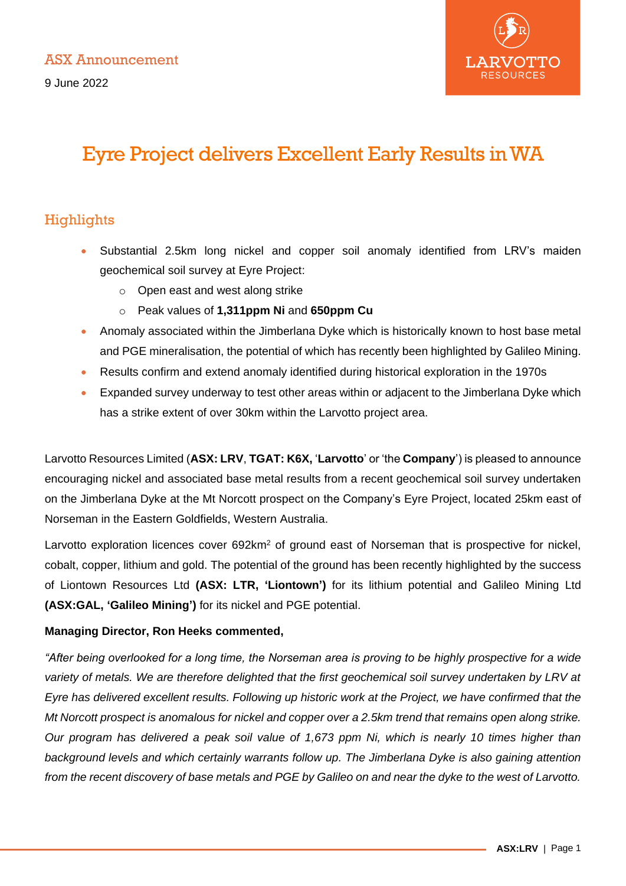ASX Announcement

9 June 2022

# Eyre Project delivers Excellent Early Results in WA

## Highlights

- Substantial 2.5km long nickel and copper soil anomaly identified from LRV's maiden geochemical soil survey at Eyre Project:
  - Open east and west along strike
  - Peak values of **1,311ppm Ni** and **650ppm Cu**
- Anomaly associated within the Jimberlana Dyke which is historically known to host base metal and PGE mineralisation, the potential of which has recently been highlighted by Galileo Mining.
- Results confirm and extend anomaly identified during historical exploration in the 1970s
- Expanded survey underway to test other areas within or adjacent to the Jimberlana Dyke which has a strike extent of over 30km within the Larvotto project area.

Larvotto Resources Limited (**ASX: LRV**, **TGAT: K6X,** '**Larvotto**' or 'the **Company**') is pleased to announce encouraging nickel and associated base metal results from a recent geochemical soil survey undertaken on the Jimberlana Dyke at the Mt Norcott prospect on the Company's Eyre Project, located 25km east of Norseman in the Eastern Goldfields, Western Australia.

Larvotto exploration licences cover 692km$^2$ of ground east of Norseman that is prospective for nickel, cobalt, copper, lithium and gold. The potential of the ground has been recently highlighted by the success of Liontown Resources Ltd **(ASX: LTR, 'Liontown')** for its lithium potential and Galileo Mining Ltd **(ASX:GAL, 'Galileo Mining')** for its nickel and PGE potential.

**Managing Director, Ron Heeks commented,**

*"After being overlooked for a long time, the Norseman area is proving to be highly prospective for a wide variety of metals. We are therefore delighted that the first geochemical soil survey undertaken by LRV at Eyre has delivered excellent results. Following up historic work at the Project, we have confirmed that the Mt Norcott prospect is anomalous for nickel and copper over a 2.5km trend that remains open along strike. Our program has delivered a peak soil value of 1,673 ppm Ni, which is nearly 10 times higher than background levels and which certainly warrants follow up. The Jimberlana Dyke is also gaining attention from the recent discovery of base metals and PGE by Galileo on and near the dyke to the west of Larvotto.*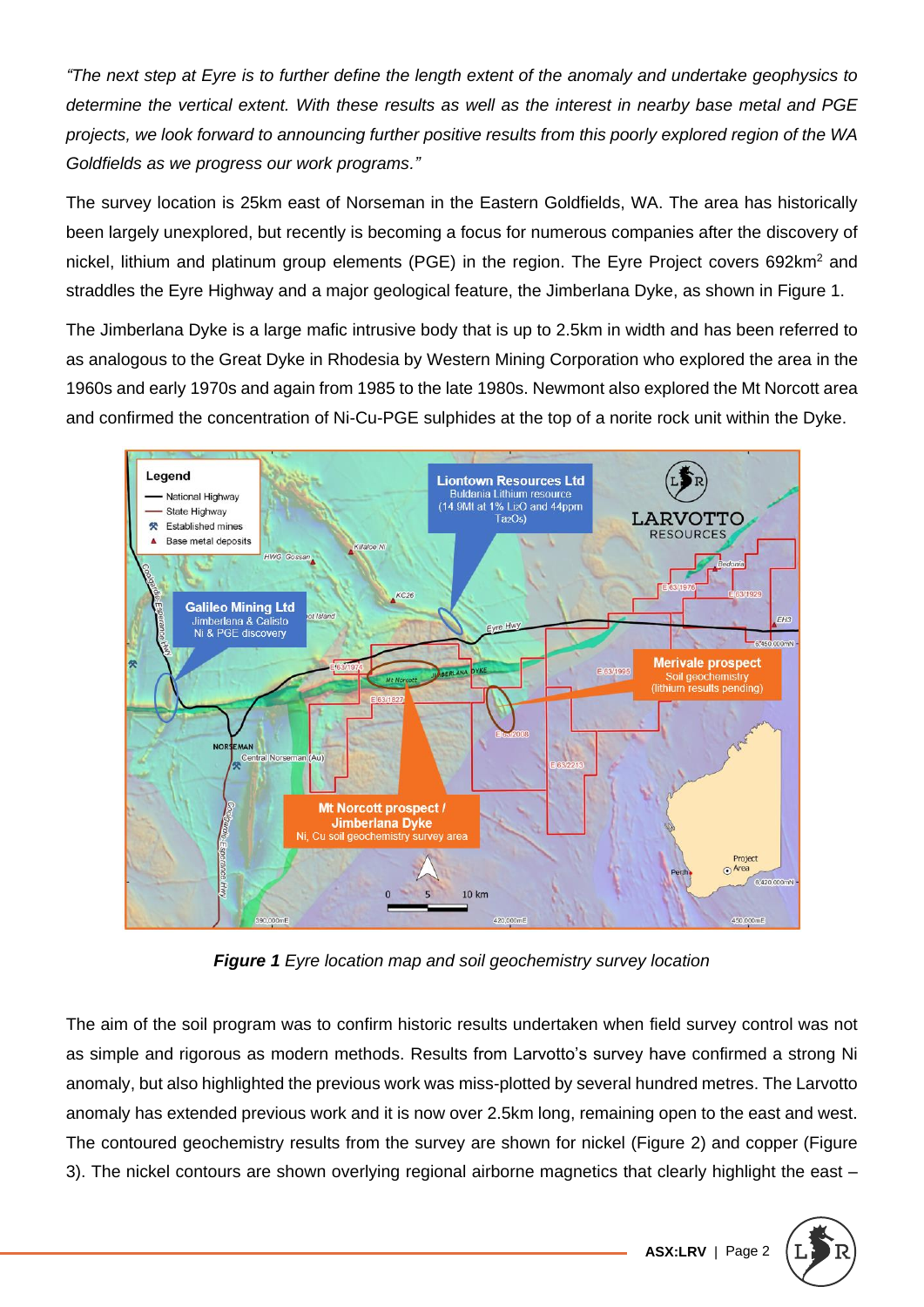*"The next step at Eyre is to further define the length extent of the anomaly and undertake geophysics to determine the vertical extent. With these results as well as the interest in nearby base metal and PGE projects, we look forward to announcing further positive results from this poorly explored region of the WA Goldfields as we progress our work programs."*

The survey location is 25km east of Norseman in the Eastern Goldfields, WA. The area has historically been largely unexplored, but recently is becoming a focus for numerous companies after the discovery of nickel, lithium and platinum group elements (PGE) in the region. The Eyre Project covers 692km$^2$ and straddles the Eyre Highway and a major geological feature, the Jimberlana Dyke, as shown in Figure 1.

The Jimberlana Dyke is a large mafic intrusive body that is up to 2.5km in width and has been referred to as analogous to the Great Dyke in Rhodesia by Western Mining Corporation who explored the area in the 1960s and early 1970s and again from 1985 to the late 1980s. Newmont also explored the Mt Norcott area and confirmed the concentration of Ni-Cu-PGE sulphides at the top of a norite rock unit within the Dyke.

***Figure 1*** *Eyre location map and soil geochemistry survey location*

The aim of the soil program was to confirm historic results undertaken when field survey control was not as simple and rigorous as modern methods. Results from Larvotto's survey have confirmed a strong Ni anomaly, but also highlighted the previous work was miss-plotted by several hundred metres. The Larvotto anomaly has extended previous work and it is now over 2.5km long, remaining open to the east and west. The contoured geochemistry results from the survey are shown for nickel (Figure 2) and copper (Figure 3). The nickel contours are shown overlying regional airborne magnetics that clearly highlight the east –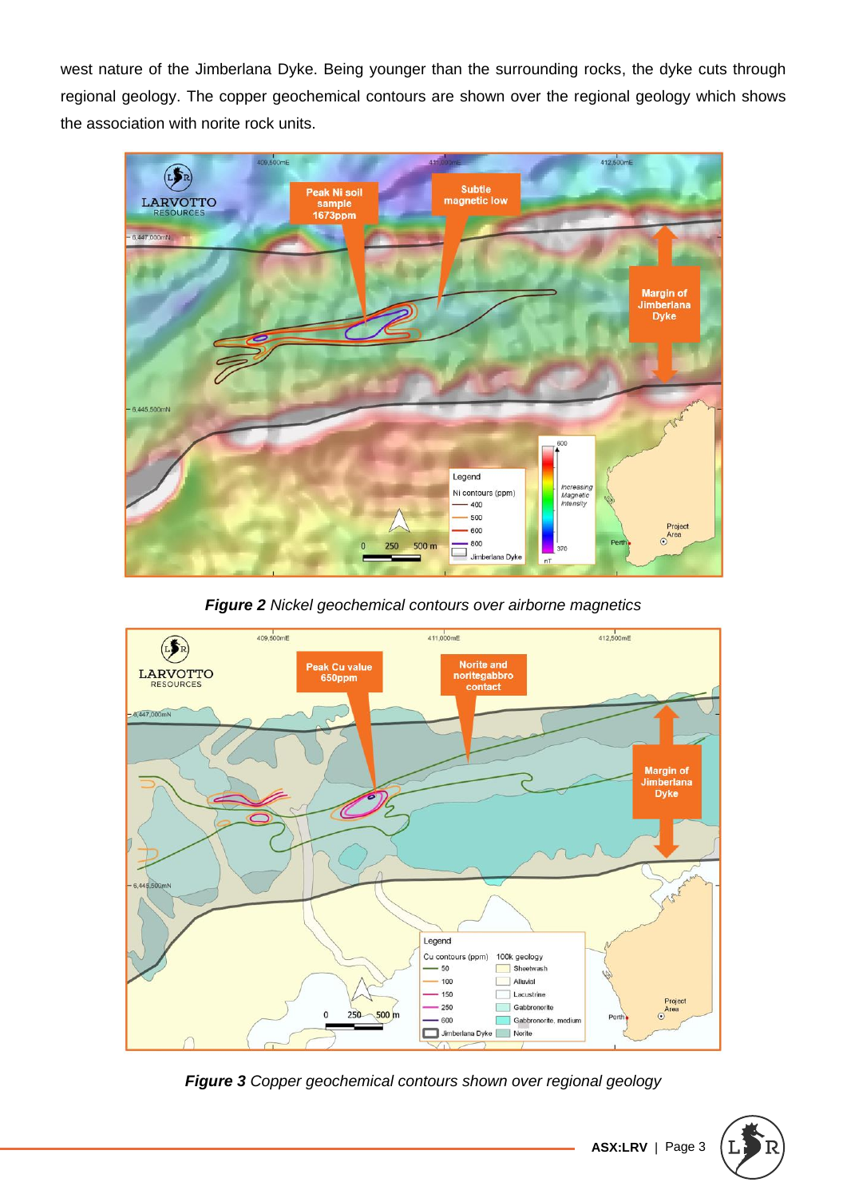west nature of the Jimberlana Dyke. Being younger than the surrounding rocks, the dyke cuts through regional geology. The copper geochemical contours are shown over the regional geology which shows the association with norite rock units.

***Figure 2*** *Nickel geochemical contours over airborne magnetics*

***Figure 3*** *Copper geochemical contours shown over regional geology*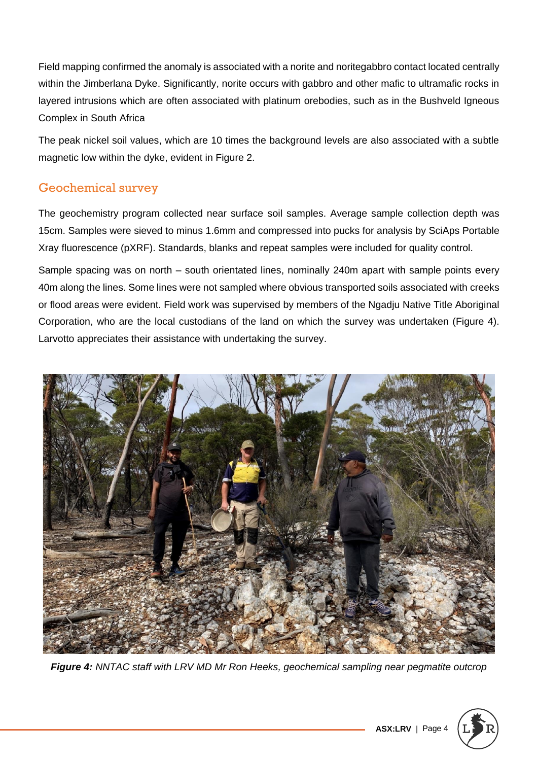Field mapping confirmed the anomaly is associated with a norite and noritegabbro contact located centrally within the Jimberlana Dyke. Significantly, norite occurs with gabbro and other mafic to ultramafic rocks in layered intrusions which are often associated with platinum orebodies, such as in the Bushveld Igneous Complex in South Africa

The peak nickel soil values, which are 10 times the background levels are also associated with a subtle magnetic low within the dyke, evident in Figure 2.

## Geochemical survey

The geochemistry program collected near surface soil samples. Average sample collection depth was 15cm. Samples were sieved to minus 1.6mm and compressed into pucks for analysis by SciAps Portable Xray fluorescence (pXRF). Standards, blanks and repeat samples were included for quality control.

Sample spacing was on north – south orientated lines, nominally 240m apart with sample points every 40m along the lines. Some lines were not sampled where obvious transported soils associated with creeks or flood areas were evident. Field work was supervised by members of the Ngadju Native Title Aboriginal Corporation, who are the local custodians of the land on which the survey was undertaken (Figure 4). Larvotto appreciates their assistance with undertaking the survey.

***Figure 4:*** *NNTAC staff with LRV MD Mr Ron Heeks, geochemical sampling near pegmatite outcrop*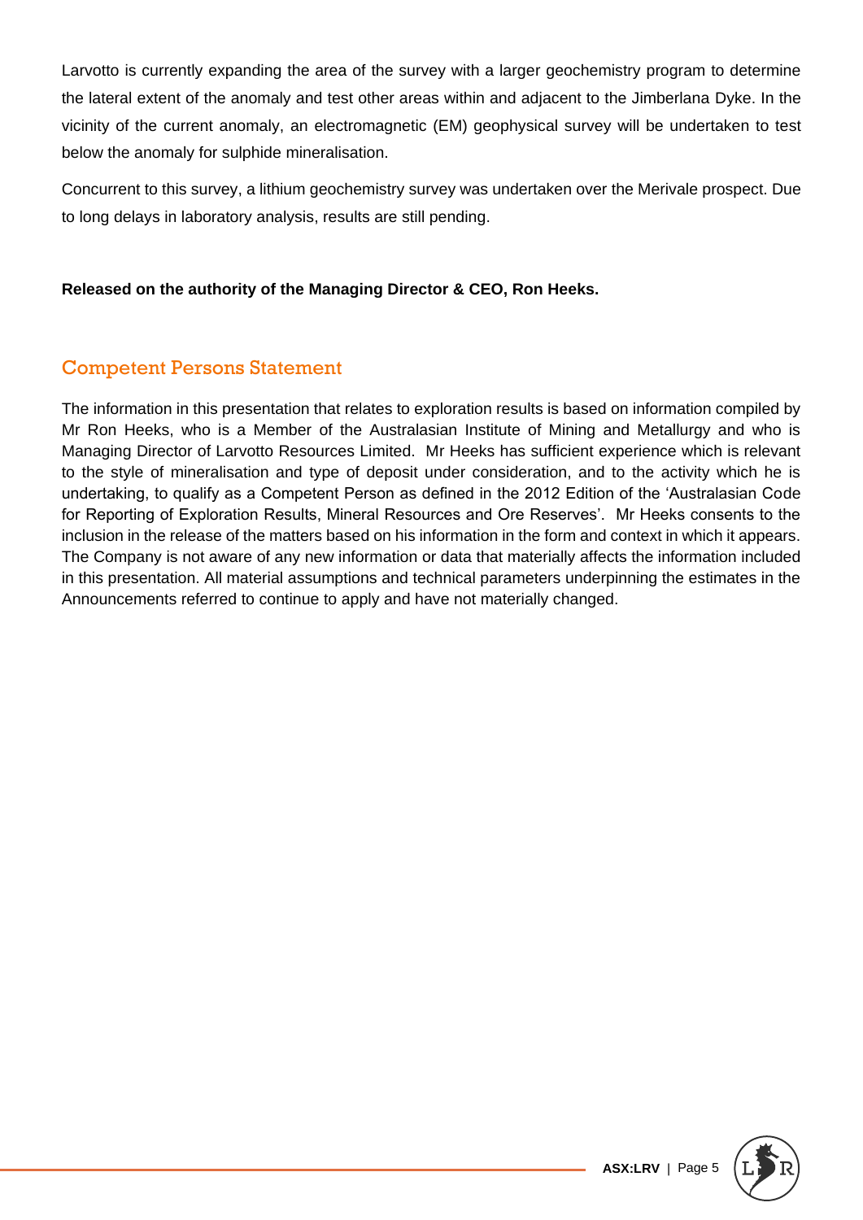Larvotto is currently expanding the area of the survey with a larger geochemistry program to determine the lateral extent of the anomaly and test other areas within and adjacent to the Jimberlana Dyke. In the vicinity of the current anomaly, an electromagnetic (EM) geophysical survey will be undertaken to test below the anomaly for sulphide mineralisation.

Concurrent to this survey, a lithium geochemistry survey was undertaken over the Merivale prospect. Due to long delays in laboratory analysis, results are still pending.

**Released on the authority of the Managing Director & CEO, Ron Heeks.**

## Competent Persons Statement

The information in this presentation that relates to exploration results is based on information compiled by Mr Ron Heeks, who is a Member of the Australasian Institute of Mining and Metallurgy and who is Managing Director of Larvotto Resources Limited. Mr Heeks has sufficient experience which is relevant to the style of mineralisation and type of deposit under consideration, and to the activity which he is undertaking, to qualify as a Competent Person as defined in the 2012 Edition of the 'Australasian Code for Reporting of Exploration Results, Mineral Resources and Ore Reserves'. Mr Heeks consents to the inclusion in the release of the matters based on his information in the form and context in which it appears. The Company is not aware of any new information or data that materially affects the information included in this presentation. All material assumptions and technical parameters underpinning the estimates in the Announcements referred to continue to apply and have not materially changed.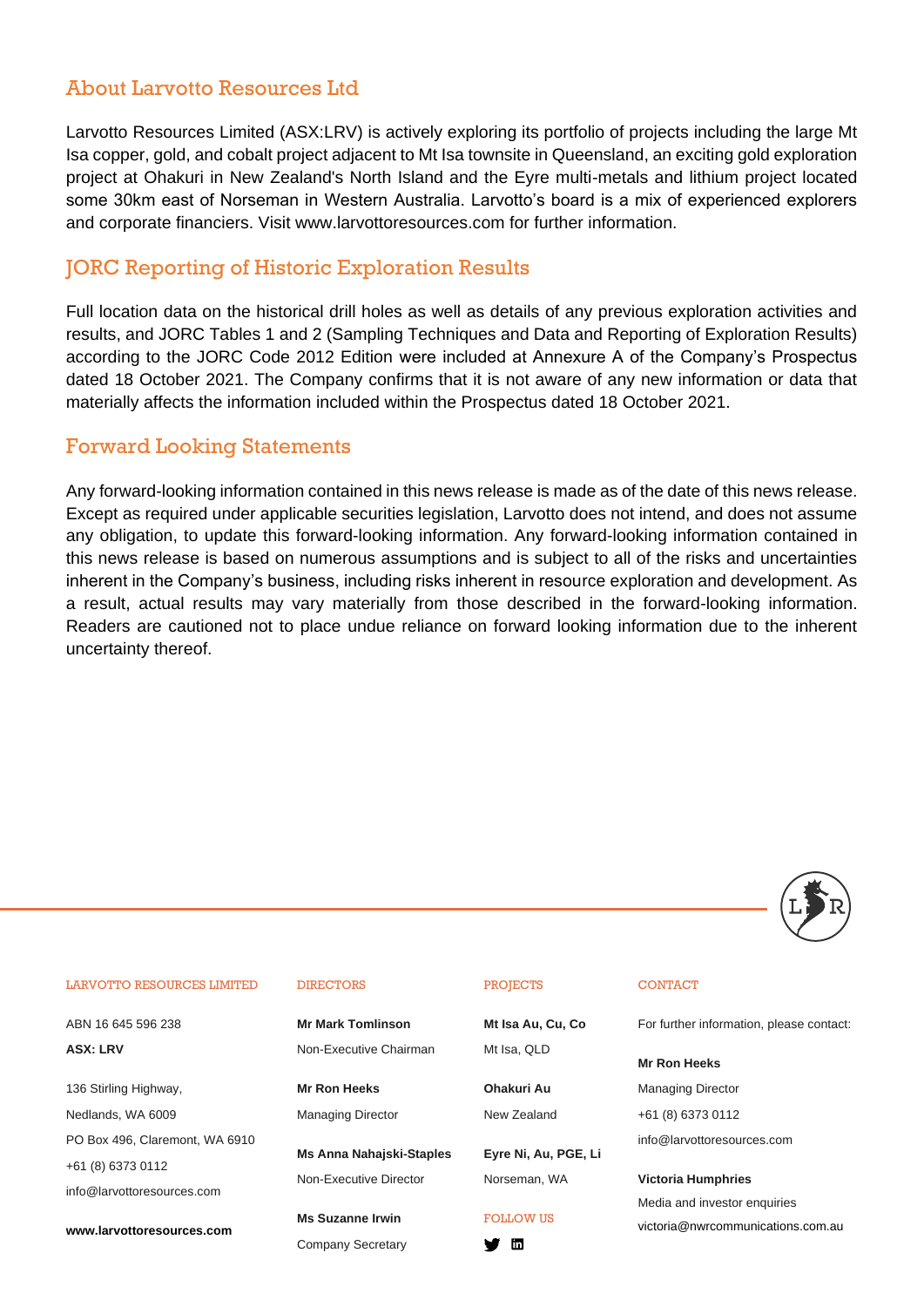## About Larvotto Resources Ltd

Larvotto Resources Limited (ASX:LRV) is actively exploring its portfolio of projects including the large Mt Isa copper, gold, and cobalt project adjacent to Mt Isa townsite in Queensland, an exciting gold exploration project at Ohakuri in New Zealand's North Island and the Eyre multi-metals and lithium project located some 30km east of Norseman in Western Australia. Larvotto's board is a mix of experienced explorers and corporate financiers. Visit www.larvottoresources.com for further information.

## JORC Reporting of Historic Exploration Results

Full location data on the historical drill holes as well as details of any previous exploration activities and results, and JORC Tables 1 and 2 (Sampling Techniques and Data and Reporting of Exploration Results) according to the JORC Code 2012 Edition were included at Annexure A of the Company's Prospectus dated 18 October 2021. The Company confirms that it is not aware of any new information or data that materially affects the information included within the Prospectus dated 18 October 2021.

## Forward Looking Statements

Any forward-looking information contained in this news release is made as of the date of this news release. Except as required under applicable securities legislation, Larvotto does not intend, and does not assume any obligation, to update this forward-looking information. Any forward-looking information contained in this news release is based on numerous assumptions and is subject to all of the risks and uncertainties inherent in the Company's business, including risks inherent in resource exploration and development. As a result, actual results may vary materially from those described in the forward-looking information. Readers are cautioned not to place undue reliance on forward looking information due to the inherent uncertainty thereof.

---

**LARVOTTO RESOURCES LIMITED**

ABN 16 645 596 238
**ASX: LRV**

136 Stirling Highway,
Nedlands, WA 6009
PO Box 496, Claremont, WA 6910
+61 (8) 6373 0112
info@larvottoresources.com

**www.larvottoresources.com**

**DIRECTORS**

**Mr Mark Tomlinson**
Non-Executive Chairman

**Mr Ron Heeks**
Managing Director

**Ms Anna Nahajski-Staples**
Non-Executive Director

**Ms Suzanne Irwin**
Company Secretary

**PROJECTS**

**Mt Isa Au, Cu, Co**
Mt Isa, QLD

**Ohakuri Au**
New Zealand

**Eyre Ni, Au, PGE, Li**
Norseman, WA

**FOLLOW US**

**CONTACT**

For further information, please contact:

**Mr Ron Heeks**
Managing Director
+61 (8) 6373 0112
info@larvottoresources.com

**Victoria Humphries**
Media and investor enquiries
victoria@nwrcommunications.com.au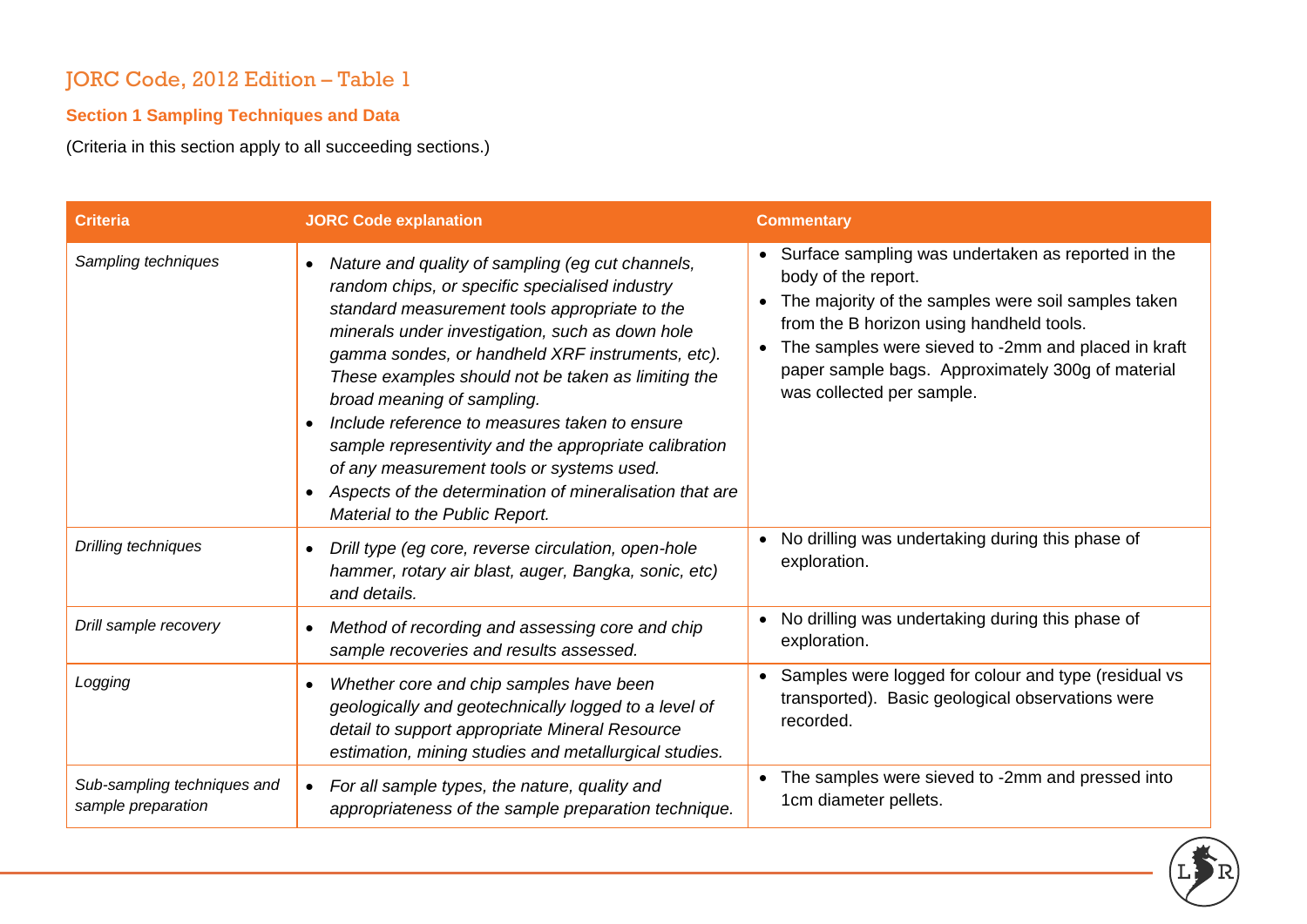## JORC Code, 2012 Edition – Table 1

### Section 1 Sampling Techniques and Data

(Criteria in this section apply to all succeeding sections.)

| Criteria | JORC Code explanation | Commentary |
|---|---|---|
| *Sampling techniques* | • *Nature and quality of sampling (eg cut channels, random chips, or specific specialised industry standard measurement tools appropriate to the minerals under investigation, such as down hole gamma sondes, or handheld XRF instruments, etc). These examples should not be taken as limiting the broad meaning of sampling.*<br>• *Include reference to measures taken to ensure sample representivity and the appropriate calibration of any measurement tools or systems used.*<br>• *Aspects of the determination of mineralisation that are Material to the Public Report.* | • Surface sampling was undertaken as reported in the body of the report.<br>• The majority of the samples were soil samples taken from the B horizon using handheld tools.<br>• The samples were sieved to -2mm and placed in kraft paper sample bags. Approximately 300g of material was collected per sample. |
| *Drilling techniques* | • *Drill type (eg core, reverse circulation, open-hole hammer, rotary air blast, auger, Bangka, sonic, etc) and details.* | • No drilling was undertaking during this phase of exploration. |
| *Drill sample recovery* | • *Method of recording and assessing core and chip sample recoveries and results assessed.* | • No drilling was undertaking during this phase of exploration. |
| *Logging* | • *Whether core and chip samples have been geologically and geotechnically logged to a level of detail to support appropriate Mineral Resource estimation, mining studies and metallurgical studies.* | • Samples were logged for colour and type (residual vs transported). Basic geological observations were recorded. |
| *Sub-sampling techniques and sample preparation* | • *For all sample types, the nature, quality and appropriateness of the sample preparation technique.* | • The samples were sieved to -2mm and pressed into 1cm diameter pellets. |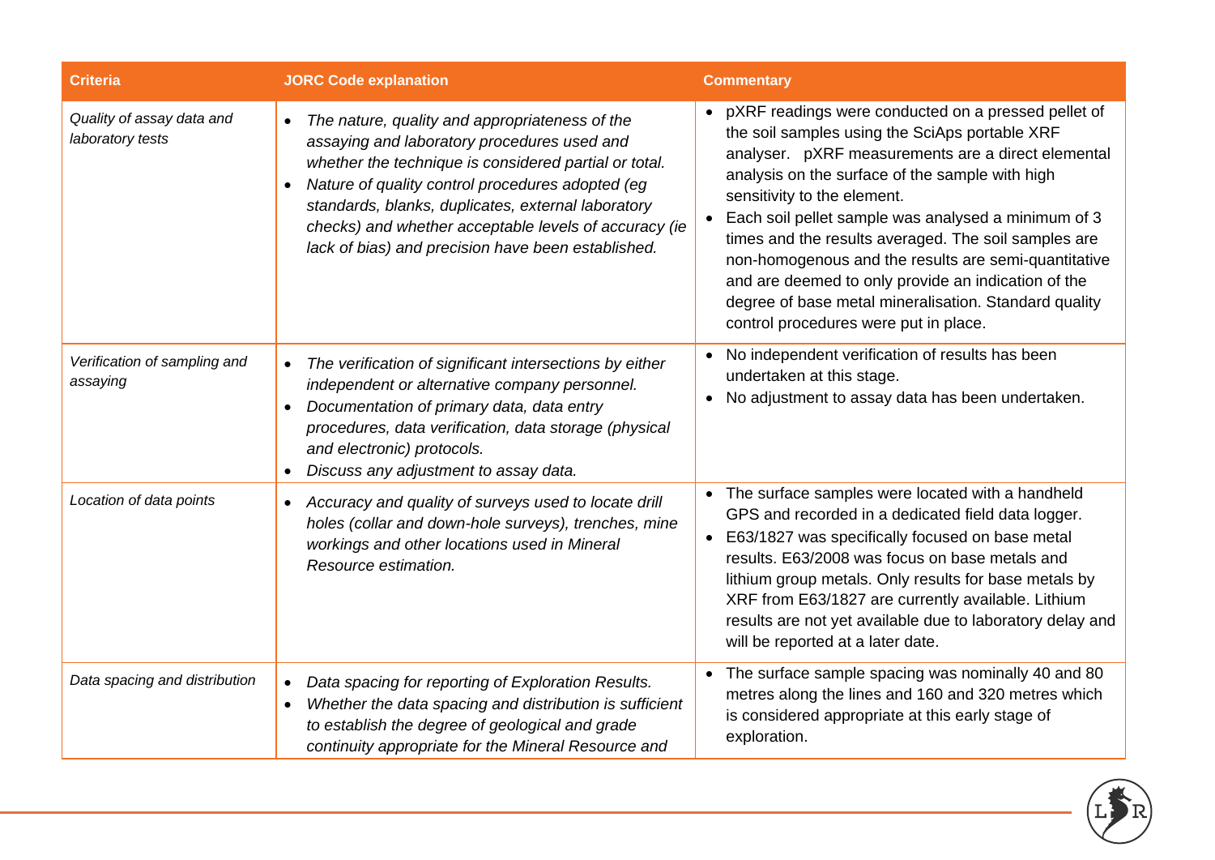| Criteria | JORC Code explanation | Commentary |
|---|---|---|
| *Quality of assay data and laboratory tests* | • *The nature, quality and appropriateness of the assaying and laboratory procedures used and whether the technique is considered partial or total.*<br>• *Nature of quality control procedures adopted (eg standards, blanks, duplicates, external laboratory checks) and whether acceptable levels of accuracy (ie lack of bias) and precision have been established.* | • pXRF readings were conducted on a pressed pellet of the soil samples using the SciAps portable XRF analyser. pXRF measurements are a direct elemental analysis on the surface of the sample with high sensitivity to the element.<br>• Each soil pellet sample was analysed a minimum of 3 times and the results averaged. The soil samples are non-homogenous and the results are semi-quantitative and are deemed to only provide an indication of the degree of base metal mineralisation. Standard quality control procedures were put in place. |
| *Verification of sampling and assaying* | • *The verification of significant intersections by either independent or alternative company personnel.*<br>• *Documentation of primary data, data entry procedures, data verification, data storage (physical and electronic) protocols.*<br>• *Discuss any adjustment to assay data.* | • No independent verification of results has been undertaken at this stage.<br>• No adjustment to assay data has been undertaken. |
| *Location of data points* | • *Accuracy and quality of surveys used to locate drill holes (collar and down-hole surveys), trenches, mine workings and other locations used in Mineral Resource estimation.* | • The surface samples were located with a handheld GPS and recorded in a dedicated field data logger.<br>• E63/1827 was specifically focused on base metal results. E63/2008 was focus on base metals and lithium group metals. Only results for base metals by XRF from E63/1827 are currently available. Lithium results are not yet available due to laboratory delay and will be reported at a later date. |
| *Data spacing and distribution* | • *Data spacing for reporting of Exploration Results.*<br>• *Whether the data spacing and distribution is sufficient to establish the degree of geological and grade continuity appropriate for the Mineral Resource and* | • The surface sample spacing was nominally 40 and 80 metres along the lines and 160 and 320 metres which is considered appropriate at this early stage of exploration. |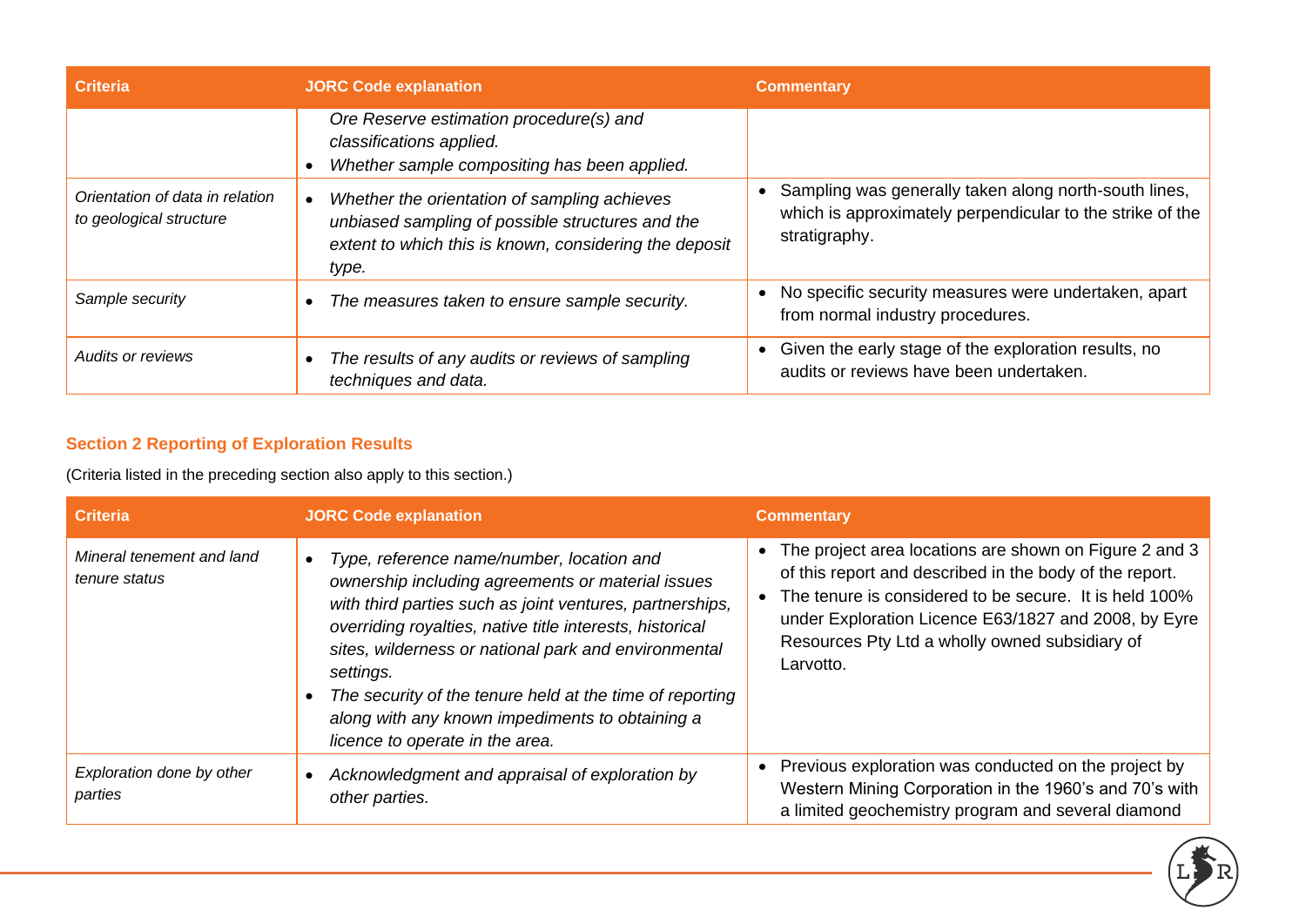| Criteria | JORC Code explanation | Commentary |
|---|---|---|
| | *Ore Reserve estimation procedure(s) and classifications applied.*<br>• *Whether sample compositing has been applied.* | |
| *Orientation of data in relation to geological structure* | • *Whether the orientation of sampling achieves unbiased sampling of possible structures and the extent to which this is known, considering the deposit type.* | • Sampling was generally taken along north-south lines, which is approximately perpendicular to the strike of the stratigraphy. |
| *Sample security* | • *The measures taken to ensure sample security.* | • No specific security measures were undertaken, apart from normal industry procedures. |
| *Audits or reviews* | • *The results of any audits or reviews of sampling techniques and data.* | • Given the early stage of the exploration results, no audits or reviews have been undertaken. |

## Section 2 Reporting of Exploration Results

(Criteria listed in the preceding section also apply to this section.)

| Criteria | JORC Code explanation | Commentary |
|---|---|---|
| *Mineral tenement and land tenure status* | • *Type, reference name/number, location and ownership including agreements or material issues with third parties such as joint ventures, partnerships, overriding royalties, native title interests, historical sites, wilderness or national park and environmental settings.*<br>• *The security of the tenure held at the time of reporting along with any known impediments to obtaining a licence to operate in the area.* | • The project area locations are shown on Figure 2 and 3 of this report and described in the body of the report.<br>• The tenure is considered to be secure. It is held 100% under Exploration Licence E63/1827 and 2008, by Eyre Resources Pty Ltd a wholly owned subsidiary of Larvotto. |
| *Exploration done by other parties* | • *Acknowledgment and appraisal of exploration by other parties.* | • Previous exploration was conducted on the project by Western Mining Corporation in the 1960's and 70's with a limited geochemistry program and several diamond |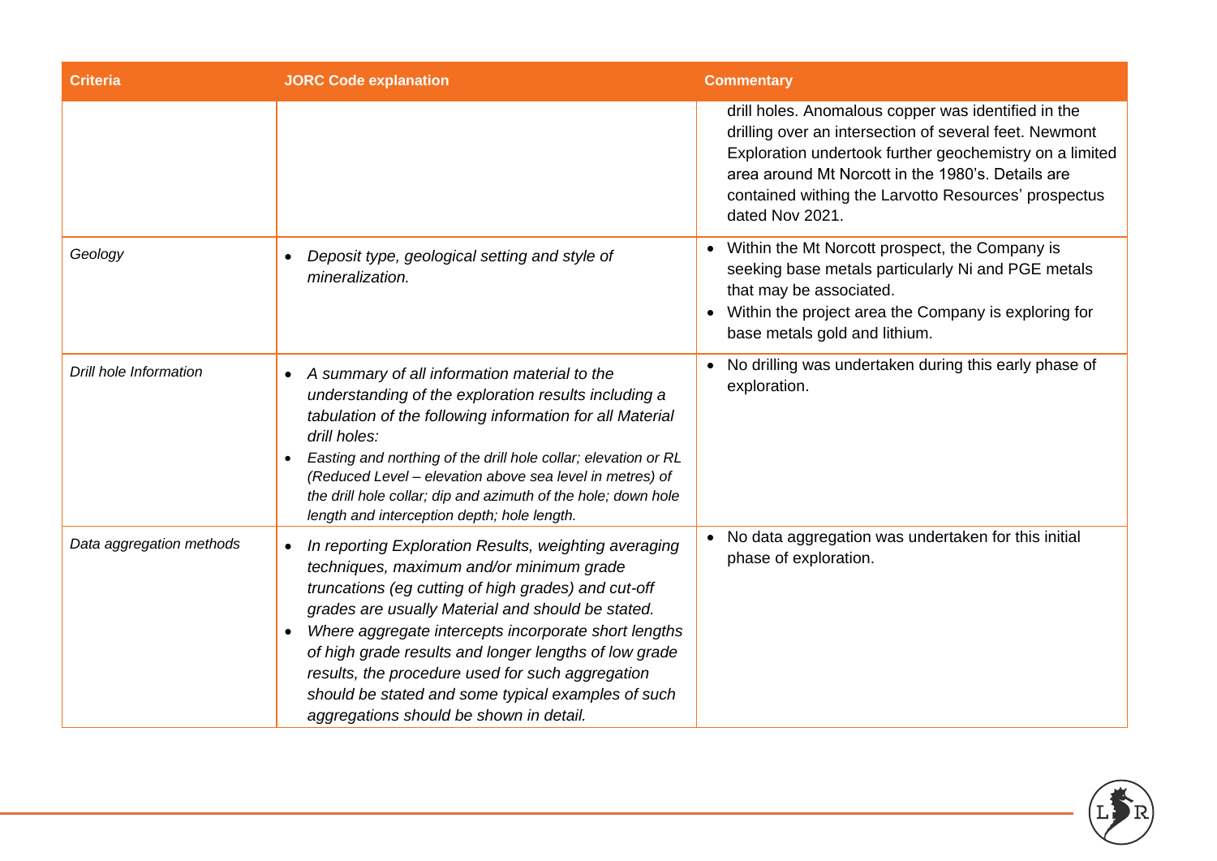| Criteria | JORC Code explanation | Commentary |
|---|---|---|
| | | drill holes. Anomalous copper was identified in the drilling over an intersection of several feet. Newmont Exploration undertook further geochemistry on a limited area around Mt Norcott in the 1980's. Details are contained withing the Larvotto Resources' prospectus dated Nov 2021. |
| *Geology* | • *Deposit type, geological setting and style of mineralization.* | • Within the Mt Norcott prospect, the Company is seeking base metals particularly Ni and PGE metals that may be associated.<br>• Within the project area the Company is exploring for base metals gold and lithium. |
| *Drill hole Information* | • *A summary of all information material to the understanding of the exploration results including a tabulation of the following information for all Material drill holes:*<br>• *Easting and northing of the drill hole collar; elevation or RL (Reduced Level – elevation above sea level in metres) of the drill hole collar; dip and azimuth of the hole; down hole length and interception depth; hole length.* | • No drilling was undertaken during this early phase of exploration. |
| *Data aggregation methods* | • *In reporting Exploration Results, weighting averaging techniques, maximum and/or minimum grade truncations (eg cutting of high grades) and cut-off grades are usually Material and should be stated.*<br>• *Where aggregate intercepts incorporate short lengths of high grade results and longer lengths of low grade results, the procedure used for such aggregation should be stated and some typical examples of such aggregations should be shown in detail.* | • No data aggregation was undertaken for this initial phase of exploration. |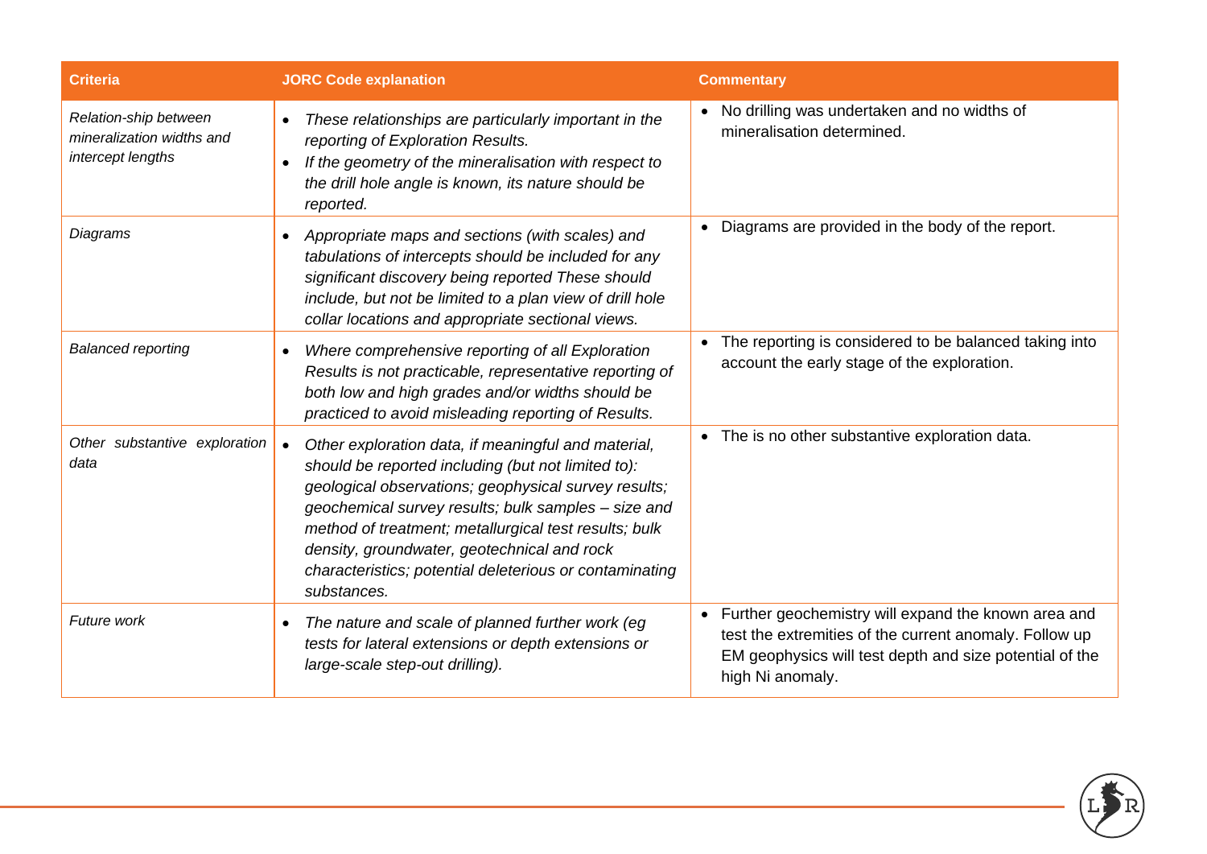| Criteria | JORC Code explanation | Commentary |
|---|---|---|
| *Relation-ship between mineralization widths and intercept lengths* | • *These relationships are particularly important in the reporting of Exploration Results.*<br>• *If the geometry of the mineralisation with respect to the drill hole angle is known, its nature should be reported.* | • No drilling was undertaken and no widths of mineralisation determined. |
| *Diagrams* | • *Appropriate maps and sections (with scales) and tabulations of intercepts should be included for any significant discovery being reported These should include, but not be limited to a plan view of drill hole collar locations and appropriate sectional views.* | • Diagrams are provided in the body of the report. |
| *Balanced reporting* | • *Where comprehensive reporting of all Exploration Results is not practicable, representative reporting of both low and high grades and/or widths should be practiced to avoid misleading reporting of Results.* | • The reporting is considered to be balanced taking into account the early stage of the exploration. |
| *Other substantive exploration data* | • *Other exploration data, if meaningful and material, should be reported including (but not limited to): geological observations; geophysical survey results; geochemical survey results; bulk samples – size and method of treatment; metallurgical test results; bulk density, groundwater, geotechnical and rock characteristics; potential deleterious or contaminating substances.* | • The is no other substantive exploration data. |
| *Future work* | • *The nature and scale of planned further work (eg tests for lateral extensions or depth extensions or large-scale step-out drilling).* | • Further geochemistry will expand the known area and test the extremities of the current anomaly. Follow up EM geophysics will test depth and size potential of the high Ni anomaly. |